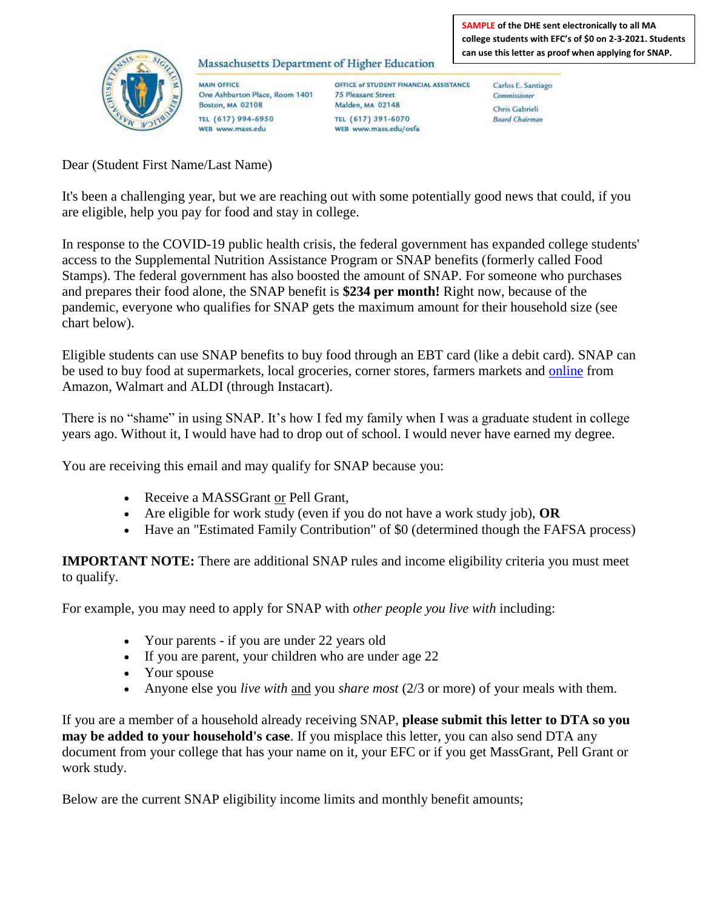**SAMPLE of the DHE sent electronically to all MA college students with EFC's of $0 on 2-3-2021. Students can use this letter as proof when applying for SNAP.**

Massachusetts Department of Higher Education

MAIN OFFICE
One Ashburton Place, Room 1401
Boston, MA 02108
TEL (617) 994-6950
WEB www.mass.edu

OFFICE of STUDENT FINANCIAL ASSISTANCE
75 Pleasant Street
Malden, MA 02148
TEL (617) 391-6070
WEB www.mass.edu/osfa

Carlos E. Santiago
*Commissioner*

Chris Gabrieli
*Board Chairman*

Dear (Student First Name/Last Name)

It's been a challenging year, but we are reaching out with some potentially good news that could, if you are eligible, help you pay for food and stay in college.

In response to the COVID-19 public health crisis, the federal government has expanded college students' access to the Supplemental Nutrition Assistance Program or SNAP benefits (formerly called Food Stamps). The federal government has also boosted the amount of SNAP. For someone who purchases and prepares their food alone, the SNAP benefit is **$234 per month!** Right now, because of the pandemic, everyone who qualifies for SNAP gets the maximum amount for their household size (see chart below).

Eligible students can use SNAP benefits to buy food through an EBT card (like a debit card). SNAP can be used to buy food at supermarkets, local groceries, corner stores, farmers markets and online from Amazon, Walmart and ALDI (through Instacart).

There is no "shame" in using SNAP. It's how I fed my family when I was a graduate student in college years ago. Without it, I would have had to drop out of school. I would never have earned my degree.

You are receiving this email and may qualify for SNAP because you:

- Receive a MASSGrant or Pell Grant,
- Are eligible for work study (even if you do not have a work study job), **OR**
- Have an "Estimated Family Contribution" of $0 (determined though the FAFSA process)

**IMPORTANT NOTE:** There are additional SNAP rules and income eligibility criteria you must meet to qualify.

For example, you may need to apply for SNAP with *other people you live with* including:

- Your parents - if you are under 22 years old
- If you are parent, your children who are under age 22
- Your spouse
- Anyone else you *live with* and you *share most* (2/3 or more) of your meals with them.

If you are a member of a household already receiving SNAP, **please submit this letter to DTA so you may be added to your household's case**. If you misplace this letter, you can also send DTA any document from your college that has your name on it, your EFC or if you get MassGrant, Pell Grant or work study.

Below are the current SNAP eligibility income limits and monthly benefit amounts;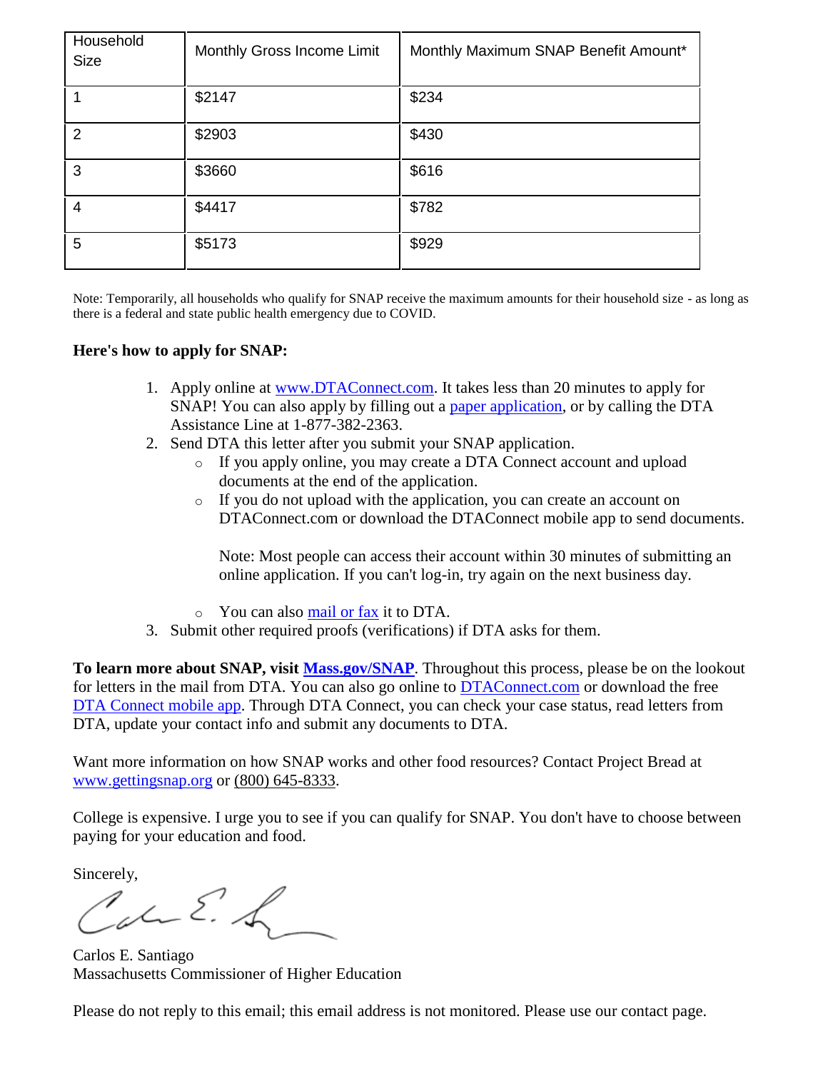| Household Size | Monthly Gross Income Limit | Monthly Maximum SNAP Benefit Amount* |
|---|---|---|
| 1 | $2147 | $234 |
| 2 | $2903 | $430 |
| 3 | $3660 | $616 |
| 4 | $4417 | $782 |
| 5 | $5173 | $929 |

Note: Temporarily, all households who qualify for SNAP receive the maximum amounts for their household size - as long as there is a federal and state public health emergency due to COVID.

**Here's how to apply for SNAP:**

1. Apply online at www.DTAConnect.com. It takes less than 20 minutes to apply for SNAP! You can also apply by filling out a paper application, or by calling the DTA Assistance Line at 1-877-382-2363.
2. Send DTA this letter after you submit your SNAP application.
   - If you apply online, you may create a DTA Connect account and upload documents at the end of the application.
   - If you do not upload with the application, you can create an account on DTAConnect.com or download the DTAConnect mobile app to send documents.

     Note: Most people can access their account within 30 minutes of submitting an online application. If you can't log-in, try again on the next business day.

   - You can also mail or fax it to DTA.
3. Submit other required proofs (verifications) if DTA asks for them.

**To learn more about SNAP, visit Mass.gov/SNAP**. Throughout this process, please be on the lookout for letters in the mail from DTA. You can also go online to DTAConnect.com or download the free DTA Connect mobile app. Through DTA Connect, you can check your case status, read letters from DTA, update your contact info and submit any documents to DTA.

Want more information on how SNAP works and other food resources? Contact Project Bread at www.gettingsnap.org or (800) 645-8333.

College is expensive. I urge you to see if you can qualify for SNAP. You don't have to choose between paying for your education and food.

Sincerely,

Carlos E. Santiago
Massachusetts Commissioner of Higher Education

Please do not reply to this email; this email address is not monitored. Please use our contact page.